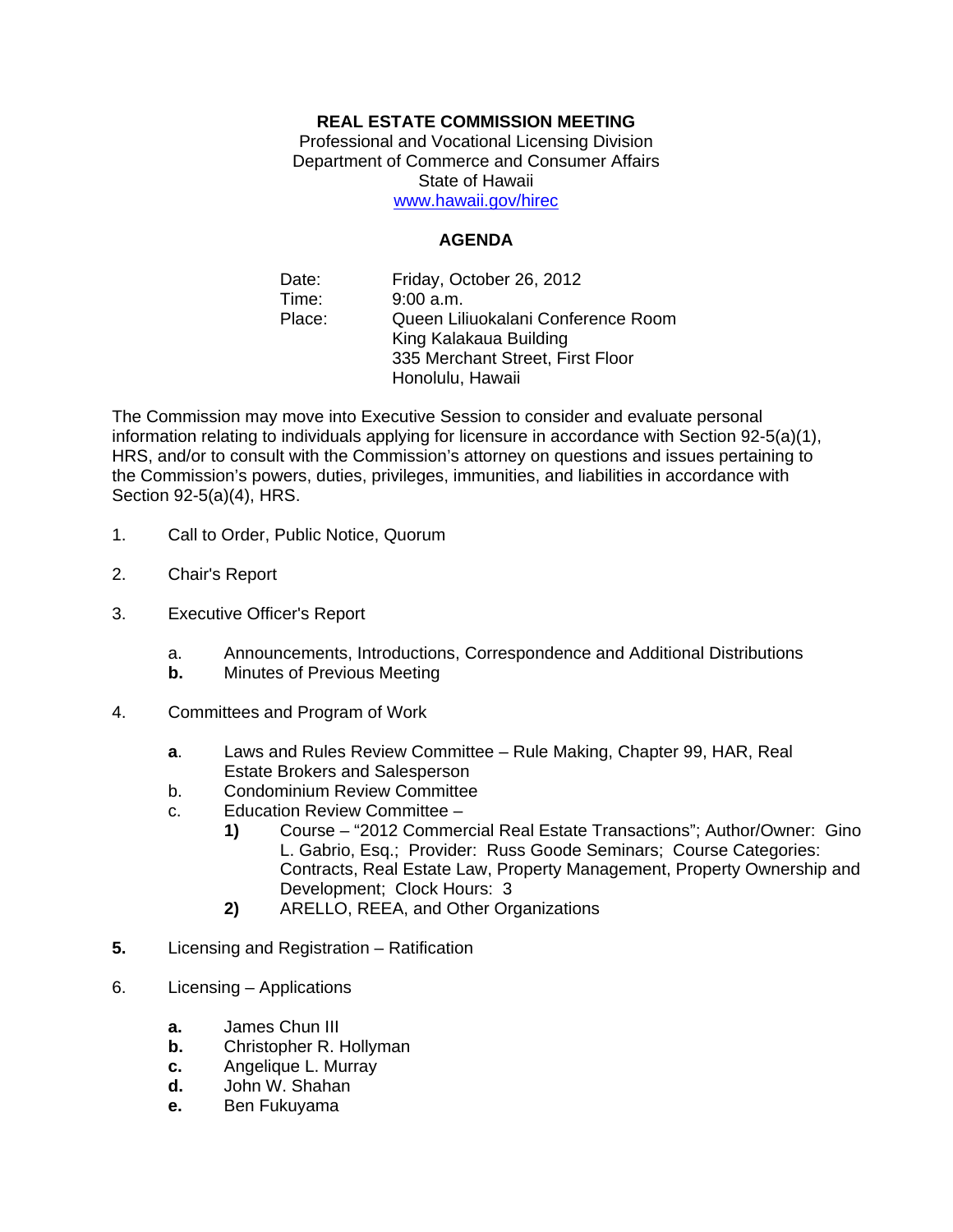**REAL ESTATE COMMISSION MEETING**
Professional and Vocational Licensing Division
Department of Commerce and Consumer Affairs
State of Hawaii
www.hawaii.gov/hirec

**AGENDA**

Date: Friday, October 26, 2012
Time: 9:00 a.m.
Place: Queen Liliuokalani Conference Room
King Kalakaua Building
335 Merchant Street, First Floor
Honolulu, Hawaii

The Commission may move into Executive Session to consider and evaluate personal information relating to individuals applying for licensure in accordance with Section 92-5(a)(1), HRS, and/or to consult with the Commission's attorney on questions and issues pertaining to the Commission's powers, duties, privileges, immunities, and liabilities in accordance with Section 92-5(a)(4), HRS.

1. Call to Order, Public Notice, Quorum

2. Chair's Report

3. Executive Officer's Report

   a. Announcements, Introductions, Correspondence and Additional Distributions
   **b.** Minutes of Previous Meeting

4. Committees and Program of Work

   **a**. Laws and Rules Review Committee – Rule Making, Chapter 99, HAR, Real Estate Brokers and Salesperson
   b. Condominium Review Committee
   c. Education Review Committee –
      **1)** Course – "2012 Commercial Real Estate Transactions"; Author/Owner: Gino L. Gabrio, Esq.; Provider: Russ Goode Seminars; Course Categories: Contracts, Real Estate Law, Property Management, Property Ownership and Development; Clock Hours: 3
      **2)** ARELLO, REEA, and Other Organizations

**5.** Licensing and Registration – Ratification

6. Licensing – Applications

   **a.** James Chun III
   **b.** Christopher R. Hollyman
   **c.** Angelique L. Murray
   **d.** John W. Shahan
   **e.** Ben Fukuyama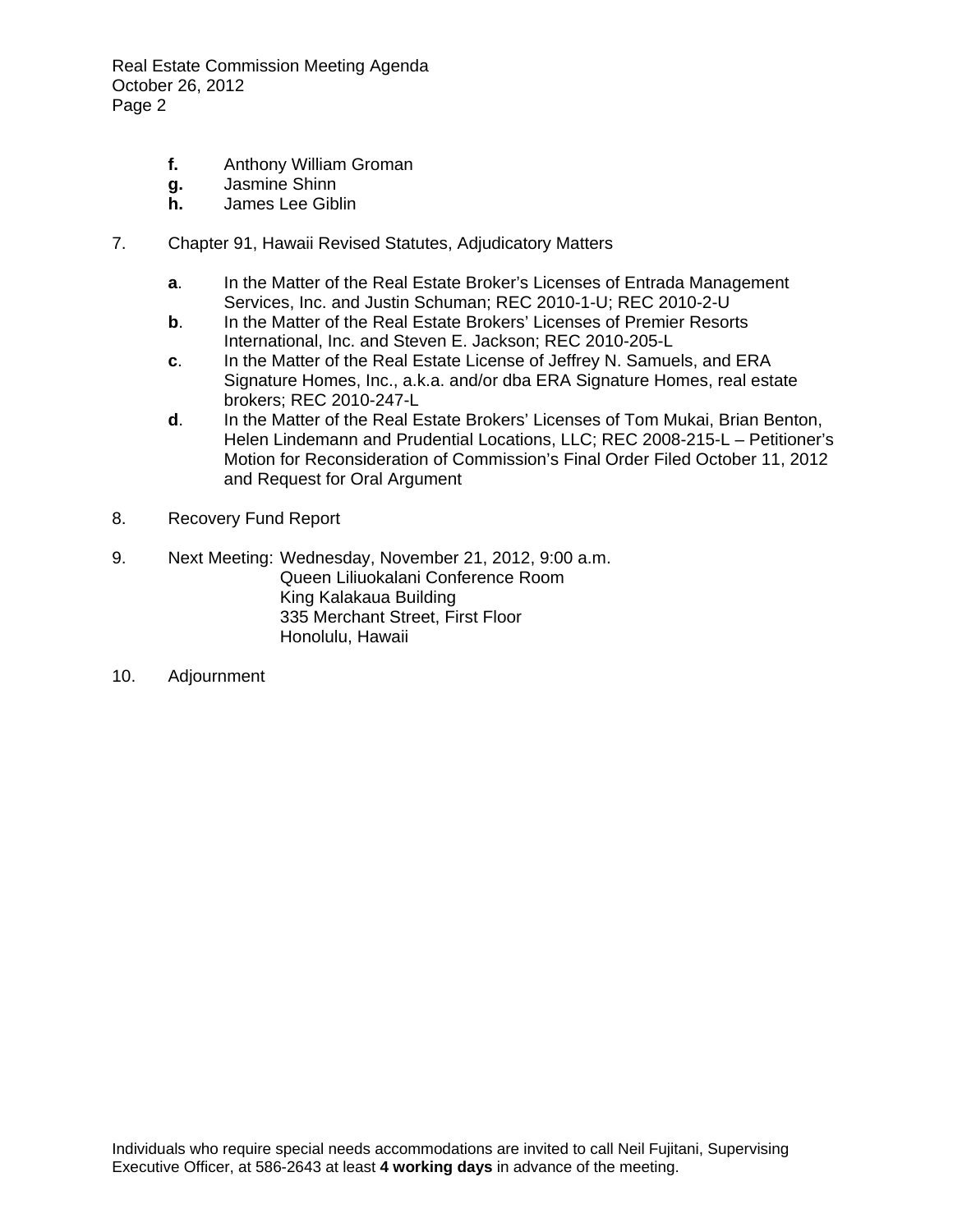- **f.** Anthony William Groman
- **g.** Jasmine Shinn
- **h.** James Lee Giblin

7. Chapter 91, Hawaii Revised Statutes, Adjudicatory Matters

   - **a**. In the Matter of the Real Estate Broker's Licenses of Entrada Management Services, Inc. and Justin Schuman; REC 2010-1-U; REC 2010-2-U
   - **b**. In the Matter of the Real Estate Brokers' Licenses of Premier Resorts International, Inc. and Steven E. Jackson; REC 2010-205-L
   - **c**. In the Matter of the Real Estate License of Jeffrey N. Samuels, and ERA Signature Homes, Inc., a.k.a. and/or dba ERA Signature Homes, real estate brokers; REC 2010-247-L
   - **d**. In the Matter of the Real Estate Brokers' Licenses of Tom Mukai, Brian Benton, Helen Lindemann and Prudential Locations, LLC; REC 2008-215-L – Petitioner's Motion for Reconsideration of Commission's Final Order Filed October 11, 2012 and Request for Oral Argument

8. Recovery Fund Report

9. Next Meeting: Wednesday, November 21, 2012, 9:00 a.m.
   Queen Liliuokalani Conference Room
   King Kalakaua Building
   335 Merchant Street, First Floor
   Honolulu, Hawaii

10. Adjournment

Individuals who require special needs accommodations are invited to call Neil Fujitani, Supervising Executive Officer, at 586-2643 at least **4 working days** in advance of the meeting.